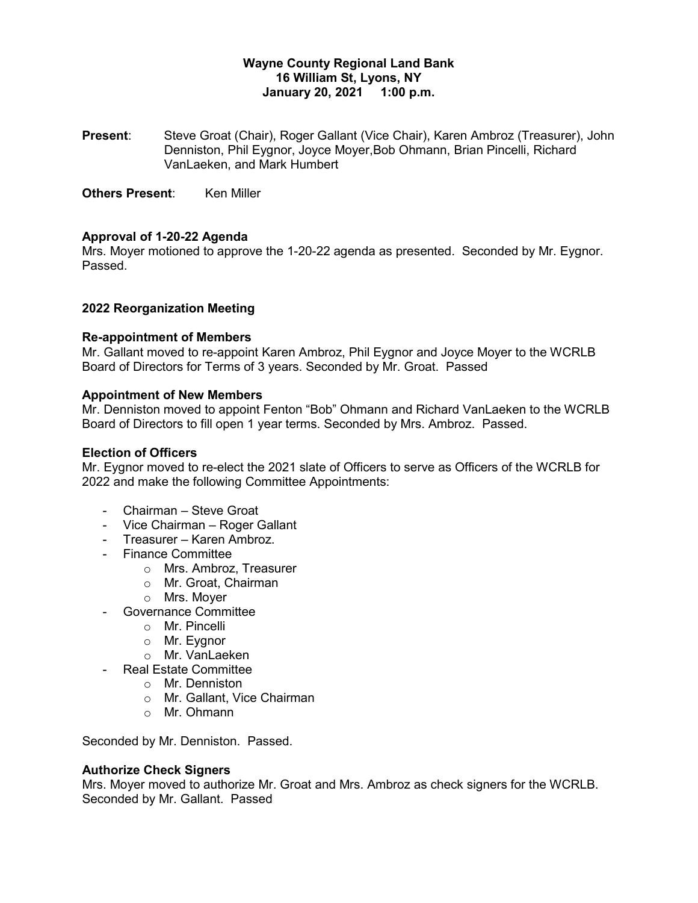**Wayne County Regional Land Bank**
**16 William St, Lyons, NY**
**January 20, 2021 1:00 p.m.**

**Present**: Steve Groat (Chair), Roger Gallant (Vice Chair), Karen Ambroz (Treasurer), John Denniston, Phil Eygnor, Joyce Moyer,Bob Ohmann, Brian Pincelli, Richard VanLaeken, and Mark Humbert

**Others Present**: Ken Miller

### Approval of 1-20-22 Agenda

Mrs. Moyer motioned to approve the 1-20-22 agenda as presented. Seconded by Mr. Eygnor. Passed.

### 2022 Reorganization Meeting

### Re-appointment of Members

Mr. Gallant moved to re-appoint Karen Ambroz, Phil Eygnor and Joyce Moyer to the WCRLB Board of Directors for Terms of 3 years. Seconded by Mr. Groat. Passed

### Appointment of New Members

Mr. Denniston moved to appoint Fenton "Bob" Ohmann and Richard VanLaeken to the WCRLB Board of Directors to fill open 1 year terms. Seconded by Mrs. Ambroz. Passed.

### Election of Officers

Mr. Eygnor moved to re-elect the 2021 slate of Officers to serve as Officers of the WCRLB for 2022 and make the following Committee Appointments:

- Chairman – Steve Groat
- Vice Chairman – Roger Gallant
- Treasurer – Karen Ambroz.
- Finance Committee
  - Mrs. Ambroz, Treasurer
  - Mr. Groat, Chairman
  - Mrs. Moyer
- Governance Committee
  - Mr. Pincelli
  - Mr. Eygnor
  - Mr. VanLaeken
- Real Estate Committee
  - Mr. Denniston
  - Mr. Gallant, Vice Chairman
  - Mr. Ohmann

Seconded by Mr. Denniston. Passed.

### Authorize Check Signers

Mrs. Moyer moved to authorize Mr. Groat and Mrs. Ambroz as check signers for the WCRLB. Seconded by Mr. Gallant. Passed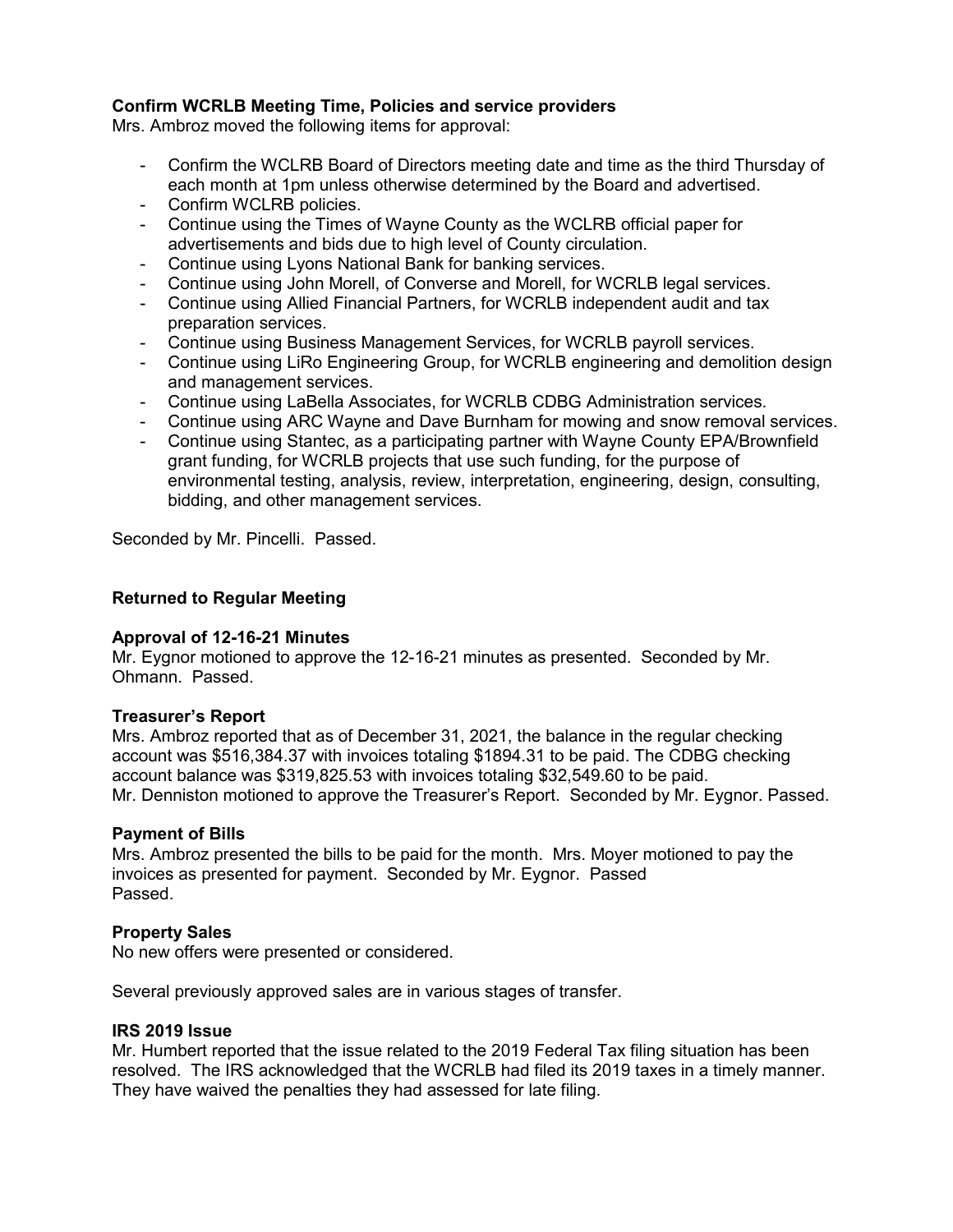**Confirm WCRLB Meeting Time, Policies and service providers**

Mrs. Ambroz moved the following items for approval:

- Confirm the WCLRB Board of Directors meeting date and time as the third Thursday of each month at 1pm unless otherwise determined by the Board and advertised.
- Confirm WCLRB policies.
- Continue using the Times of Wayne County as the WCLRB official paper for advertisements and bids due to high level of County circulation.
- Continue using Lyons National Bank for banking services.
- Continue using John Morell, of Converse and Morell, for WCRLB legal services.
- Continue using Allied Financial Partners, for WCRLB independent audit and tax preparation services.
- Continue using Business Management Services, for WCRLB payroll services.
- Continue using LiRo Engineering Group, for WCRLB engineering and demolition design and management services.
- Continue using LaBella Associates, for WCRLB CDBG Administration services.
- Continue using ARC Wayne and Dave Burnham for mowing and snow removal services.
- Continue using Stantec, as a participating partner with Wayne County EPA/Brownfield grant funding, for WCRLB projects that use such funding, for the purpose of environmental testing, analysis, review, interpretation, engineering, design, consulting, bidding, and other management services.

Seconded by Mr. Pincelli. Passed.

**Returned to Regular Meeting**

**Approval of 12-16-21 Minutes**

Mr. Eygnor motioned to approve the 12-16-21 minutes as presented. Seconded by Mr. Ohmann. Passed.

**Treasurer's Report**

Mrs. Ambroz reported that as of December 31, 2021, the balance in the regular checking account was $516,384.37 with invoices totaling $1894.31 to be paid. The CDBG checking account balance was $319,825.53 with invoices totaling $32,549.60 to be paid.
Mr. Denniston motioned to approve the Treasurer's Report. Seconded by Mr. Eygnor. Passed.

**Payment of Bills**

Mrs. Ambroz presented the bills to be paid for the month. Mrs. Moyer motioned to pay the invoices as presented for payment. Seconded by Mr. Eygnor. Passed
Passed.

**Property Sales**

No new offers were presented or considered.

Several previously approved sales are in various stages of transfer.

**IRS 2019 Issue**

Mr. Humbert reported that the issue related to the 2019 Federal Tax filing situation has been resolved. The IRS acknowledged that the WCLRB had filed its 2019 taxes in a timely manner. They have waived the penalties they had assessed for late filing.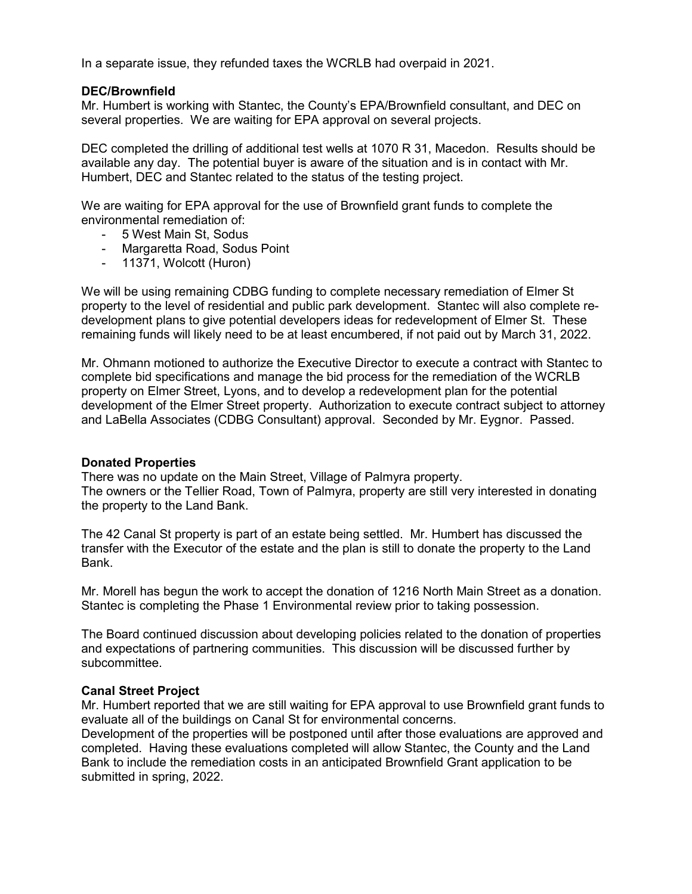In a separate issue, they refunded taxes the WCRLB had overpaid in 2021.

**DEC/Brownfield**

Mr. Humbert is working with Stantec, the County's EPA/Brownfield consultant, and DEC on several properties. We are waiting for EPA approval on several projects.

DEC completed the drilling of additional test wells at 1070 R 31, Macedon. Results should be available any day. The potential buyer is aware of the situation and is in contact with Mr. Humbert, DEC and Stantec related to the status of the testing project.

We are waiting for EPA approval for the use of Brownfield grant funds to complete the environmental remediation of:

- 5 West Main St, Sodus
- Margaretta Road, Sodus Point
- 11371, Wolcott (Huron)

We will be using remaining CDBG funding to complete necessary remediation of Elmer St property to the level of residential and public park development. Stantec will also complete re-development plans to give potential developers ideas for redevelopment of Elmer St. These remaining funds will likely need to be at least encumbered, if not paid out by March 31, 2022.

Mr. Ohmann motioned to authorize the Executive Director to execute a contract with Stantec to complete bid specifications and manage the bid process for the remediation of the WCRLB property on Elmer Street, Lyons, and to develop a redevelopment plan for the potential development of the Elmer Street property. Authorization to execute contract subject to attorney and LaBella Associates (CDBG Consultant) approval. Seconded by Mr. Eygnor. Passed.

**Donated Properties**

There was no update on the Main Street, Village of Palmyra property.
The owners or the Tellier Road, Town of Palmyra, property are still very interested in donating the property to the Land Bank.

The 42 Canal St property is part of an estate being settled. Mr. Humbert has discussed the transfer with the Executor of the estate and the plan is still to donate the property to the Land Bank.

Mr. Morell has begun the work to accept the donation of 1216 North Main Street as a donation. Stantec is completing the Phase 1 Environmental review prior to taking possession.

The Board continued discussion about developing policies related to the donation of properties and expectations of partnering communities. This discussion will be discussed further by subcommittee.

**Canal Street Project**

Mr. Humbert reported that we are still waiting for EPA approval to use Brownfield grant funds to evaluate all of the buildings on Canal St for environmental concerns.
Development of the properties will be postponed until after those evaluations are approved and completed. Having these evaluations completed will allow Stantec, the County and the Land Bank to include the remediation costs in an anticipated Brownfield Grant application to be submitted in spring, 2022.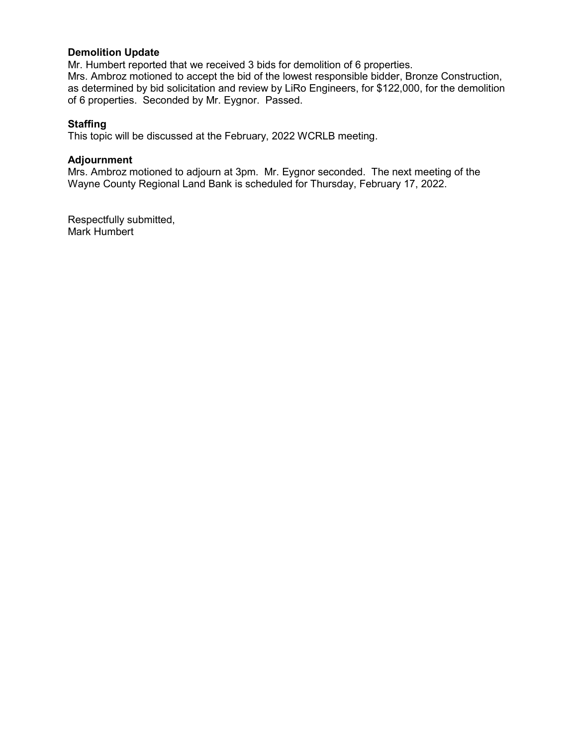**Demolition Update**

Mr. Humbert reported that we received 3 bids for demolition of 6 properties.
Mrs. Ambroz motioned to accept the bid of the lowest responsible bidder, Bronze Construction, as determined by bid solicitation and review by LiRo Engineers, for $122,000, for the demolition of 6 properties. Seconded by Mr. Eygnor. Passed.

**Staffing**

This topic will be discussed at the February, 2022 WCRLB meeting.

**Adjournment**

Mrs. Ambroz motioned to adjourn at 3pm. Mr. Eygnor seconded. The next meeting of the Wayne County Regional Land Bank is scheduled for Thursday, February 17, 2022.

Respectfully submitted,
Mark Humbert